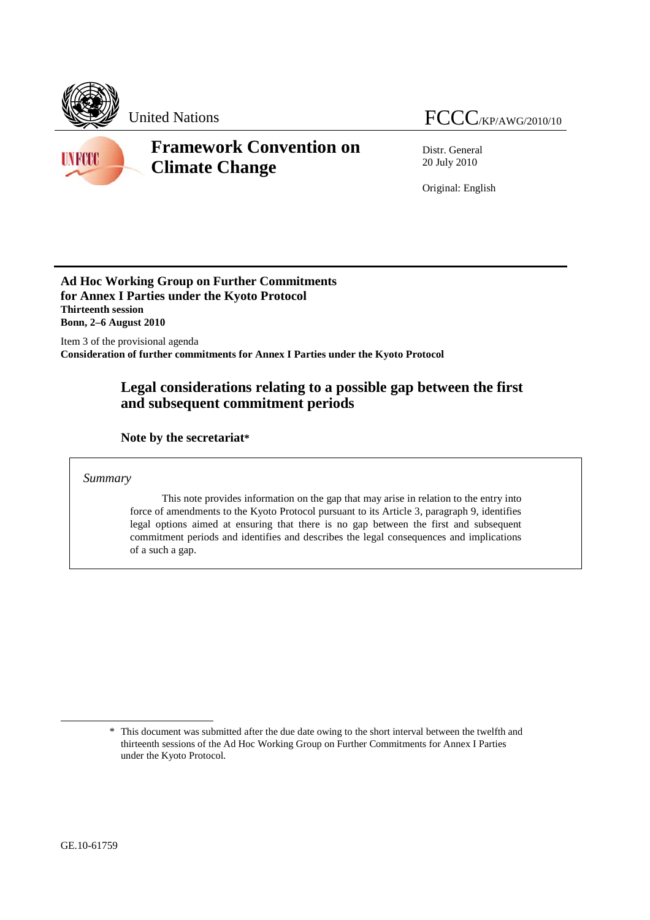United Nations

FCCC/KP/AWG/2010/10

# Framework Convention on Climate Change

Distr. General
20 July 2010

Original: English

**Ad Hoc Working Group on Further Commitments for Annex I Parties under the Kyoto Protocol**
**Thirteenth session**
**Bonn, 2–6 August 2010**

Item 3 of the provisional agenda
**Consideration of further commitments for Annex I Parties under the Kyoto Protocol**

## Legal considerations relating to a possible gap between the first and subsequent commitment periods

### Note by the secretariat*

*Summary*

This note provides information on the gap that may arise in relation to the entry into force of amendments to the Kyoto Protocol pursuant to its Article 3, paragraph 9, identifies legal options aimed at ensuring that there is no gap between the first and subsequent commitment periods and identifies and describes the legal consequences and implications of a such a gap.

---

\* This document was submitted after the due date owing to the short interval between the twelfth and thirteenth sessions of the Ad Hoc Working Group on Further Commitments for Annex I Parties under the Kyoto Protocol.

GE.10-61759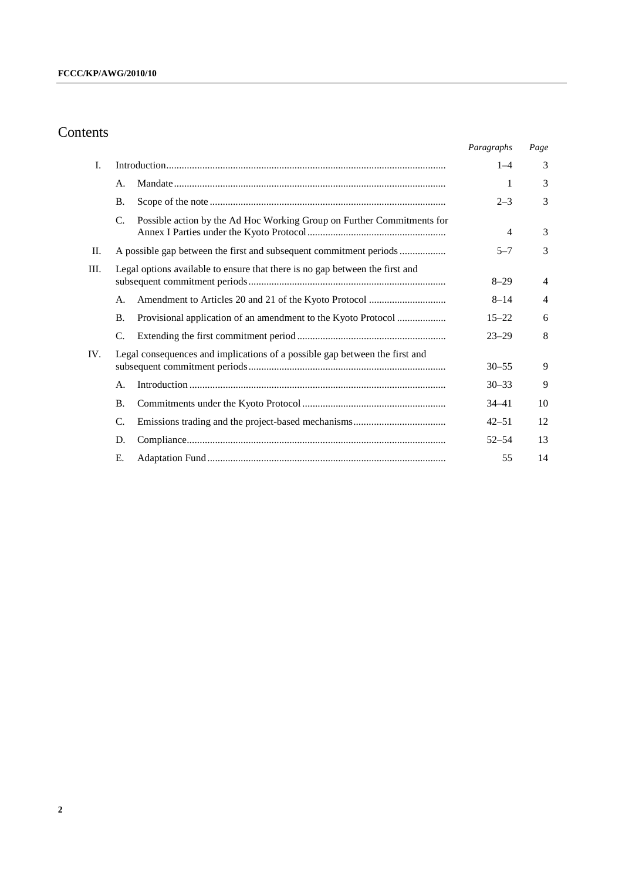# Contents

| | | | Paragraphs | Page |
|---|---|---|---|---|
| I. | Introduction | | 1–4 | 3 |
| | A. | Mandate | 1 | 3 |
| | B. | Scope of the note | 2–3 | 3 |
| | C. | Possible action by the Ad Hoc Working Group on Further Commitments for Annex I Parties under the Kyoto Protocol | 4 | 3 |
| II. | A possible gap between the first and subsequent commitment periods | | 5–7 | 3 |
| III. | Legal options available to ensure that there is no gap between the first and subsequent commitment periods | | 8–29 | 4 |
| | A. | Amendment to Articles 20 and 21 of the Kyoto Protocol | 8–14 | 4 |
| | B. | Provisional application of an amendment to the Kyoto Protocol | 15–22 | 6 |
| | C. | Extending the first commitment period | 23–29 | 8 |
| IV. | Legal consequences and implications of a possible gap between the first and subsequent commitment periods | | 30–55 | 9 |
| | A. | Introduction | 30–33 | 9 |
| | B. | Commitments under the Kyoto Protocol | 34–41 | 10 |
| | C. | Emissions trading and the project-based mechanisms | 42–51 | 12 |
| | D. | Compliance | 52–54 | 13 |
| | E. | Adaptation Fund | 55 | 14 |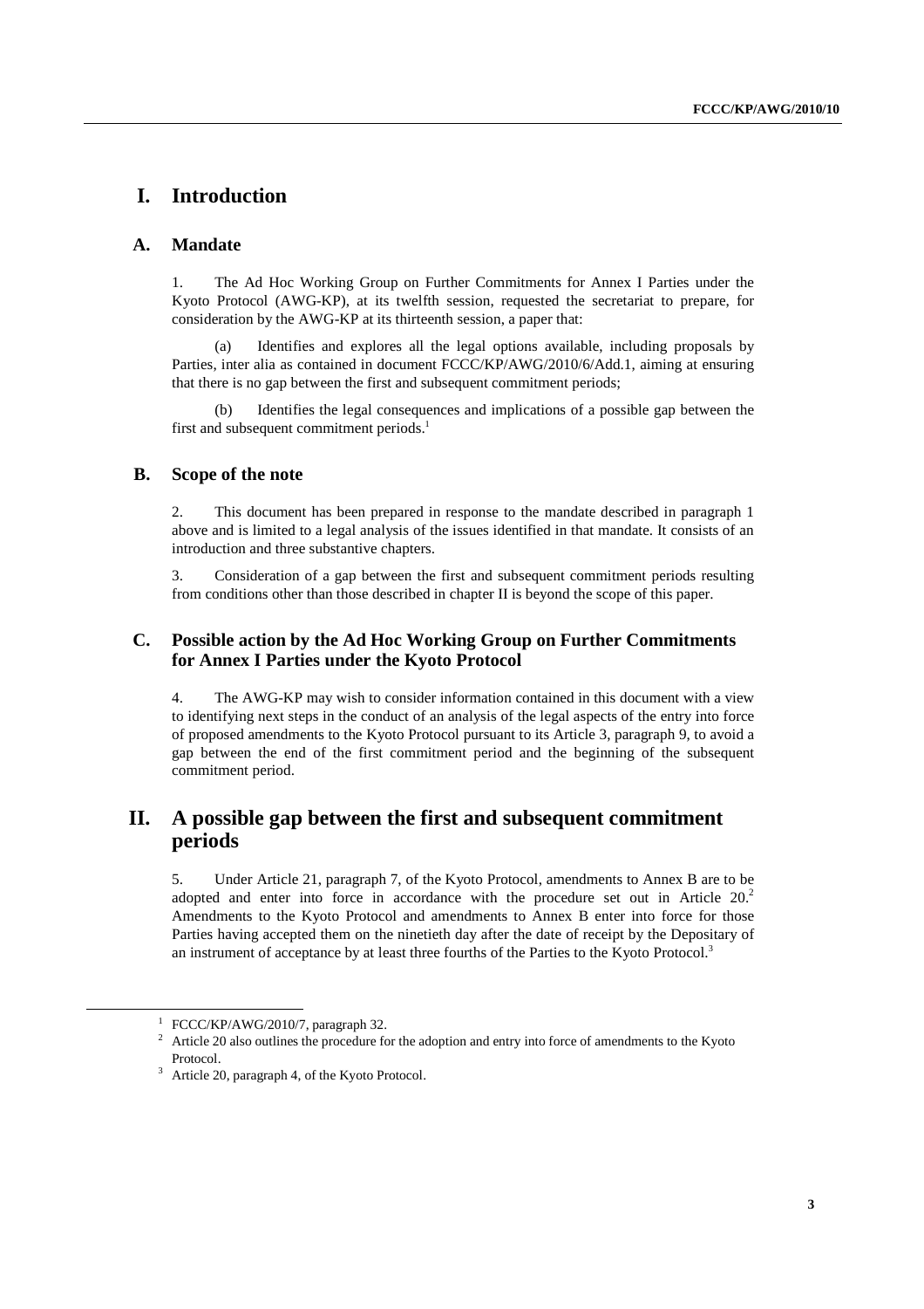# I. Introduction

## A. Mandate

1. The Ad Hoc Working Group on Further Commitments for Annex I Parties under the Kyoto Protocol (AWG-KP), at its twelfth session, requested the secretariat to prepare, for consideration by the AWG-KP at its thirteenth session, a paper that:

(a) Identifies and explores all the legal options available, including proposals by Parties, inter alia as contained in document FCCC/KP/AWG/2010/6/Add.1, aiming at ensuring that there is no gap between the first and subsequent commitment periods;

(b) Identifies the legal consequences and implications of a possible gap between the first and subsequent commitment periods.[1]

## B. Scope of the note

2. This document has been prepared in response to the mandate described in paragraph 1 above and is limited to a legal analysis of the issues identified in that mandate. It consists of an introduction and three substantive chapters.

3. Consideration of a gap between the first and subsequent commitment periods resulting from conditions other than those described in chapter II is beyond the scope of this paper.

## C. Possible action by the Ad Hoc Working Group on Further Commitments for Annex I Parties under the Kyoto Protocol

4. The AWG-KP may wish to consider information contained in this document with a view to identifying next steps in the conduct of an analysis of the legal aspects of the entry into force of proposed amendments to the Kyoto Protocol pursuant to its Article 3, paragraph 9, to avoid a gap between the end of the first commitment period and the beginning of the subsequent commitment period.

# II. A possible gap between the first and subsequent commitment periods

5. Under Article 21, paragraph 7, of the Kyoto Protocol, amendments to Annex B are to be adopted and enter into force in accordance with the procedure set out in Article 20.[2] Amendments to the Kyoto Protocol and amendments to Annex B enter into force for those Parties having accepted them on the ninetieth day after the date of receipt by the Depositary of an instrument of acceptance by at least three fourths of the Parties to the Kyoto Protocol.[3]

---

[1] FCCC/KP/AWG/2010/7, paragraph 32.

[2] Article 20 also outlines the procedure for the adoption and entry into force of amendments to the Kyoto Protocol.

[3] Article 20, paragraph 4, of the Kyoto Protocol.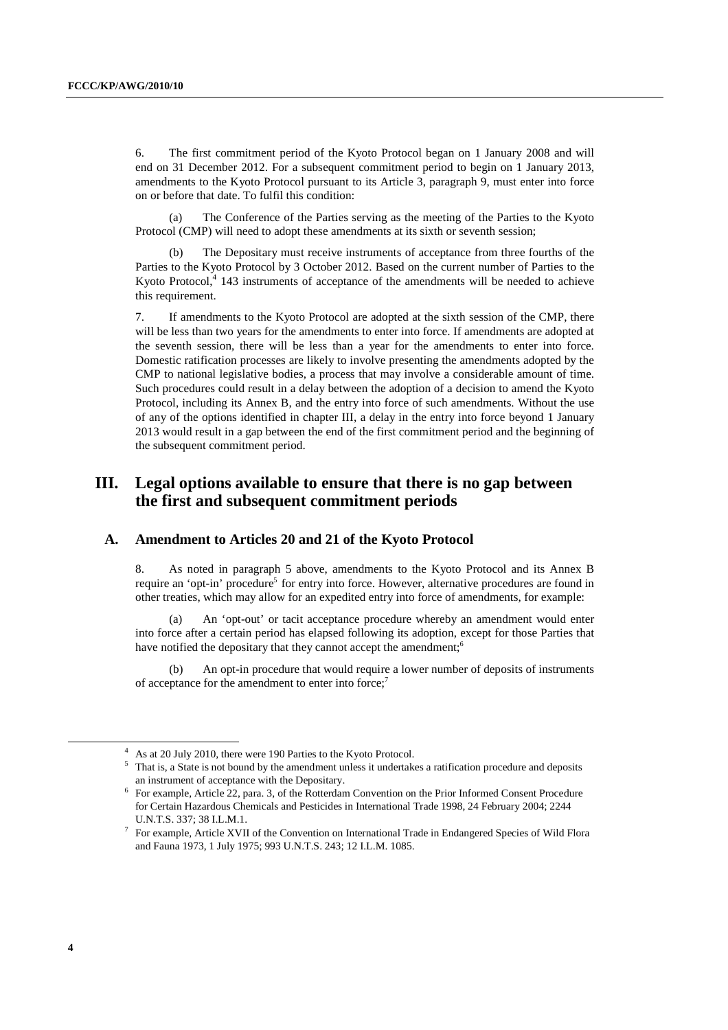6. The first commitment period of the Kyoto Protocol began on 1 January 2008 and will end on 31 December 2012. For a subsequent commitment period to begin on 1 January 2013, amendments to the Kyoto Protocol pursuant to its Article 3, paragraph 9, must enter into force on or before that date. To fulfil this condition:

(a) The Conference of the Parties serving as the meeting of the Parties to the Kyoto Protocol (CMP) will need to adopt these amendments at its sixth or seventh session;

(b) The Depositary must receive instruments of acceptance from three fourths of the Parties to the Kyoto Protocol by 3 October 2012. Based on the current number of Parties to the Kyoto Protocol,[4] 143 instruments of acceptance of the amendments will be needed to achieve this requirement.

7. If amendments to the Kyoto Protocol are adopted at the sixth session of the CMP, there will be less than two years for the amendments to enter into force. If amendments are adopted at the seventh session, there will be less than a year for the amendments to enter into force. Domestic ratification processes are likely to involve presenting the amendments adopted by the CMP to national legislative bodies, a process that may involve a considerable amount of time. Such procedures could result in a delay between the adoption of a decision to amend the Kyoto Protocol, including its Annex B, and the entry into force of such amendments. Without the use of any of the options identified in chapter III, a delay in the entry into force beyond 1 January 2013 would result in a gap between the end of the first commitment period and the beginning of the subsequent commitment period.

# III. Legal options available to ensure that there is no gap between the first and subsequent commitment periods

## A. Amendment to Articles 20 and 21 of the Kyoto Protocol

8. As noted in paragraph 5 above, amendments to the Kyoto Protocol and its Annex B require an 'opt-in' procedure[5] for entry into force. However, alternative procedures are found in other treaties, which may allow for an expedited entry into force of amendments, for example:

(a) An 'opt-out' or tacit acceptance procedure whereby an amendment would enter into force after a certain period has elapsed following its adoption, except for those Parties that have notified the depositary that they cannot accept the amendment;[6]

(b) An opt-in procedure that would require a lower number of deposits of instruments of acceptance for the amendment to enter into force;[7]

---

[4] As at 20 July 2010, there were 190 Parties to the Kyoto Protocol.

[5] That is, a State is not bound by the amendment unless it undertakes a ratification procedure and deposits an instrument of acceptance with the Depositary.

[6] For example, Article 22, para. 3, of the Rotterdam Convention on the Prior Informed Consent Procedure for Certain Hazardous Chemicals and Pesticides in International Trade 1998, 24 February 2004; 2244 U.N.T.S. 337; 38 I.L.M.1.

[7] For example, Article XVII of the Convention on International Trade in Endangered Species of Wild Flora and Fauna 1973, 1 July 1975; 993 U.N.T.S. 243; 12 I.L.M. 1085.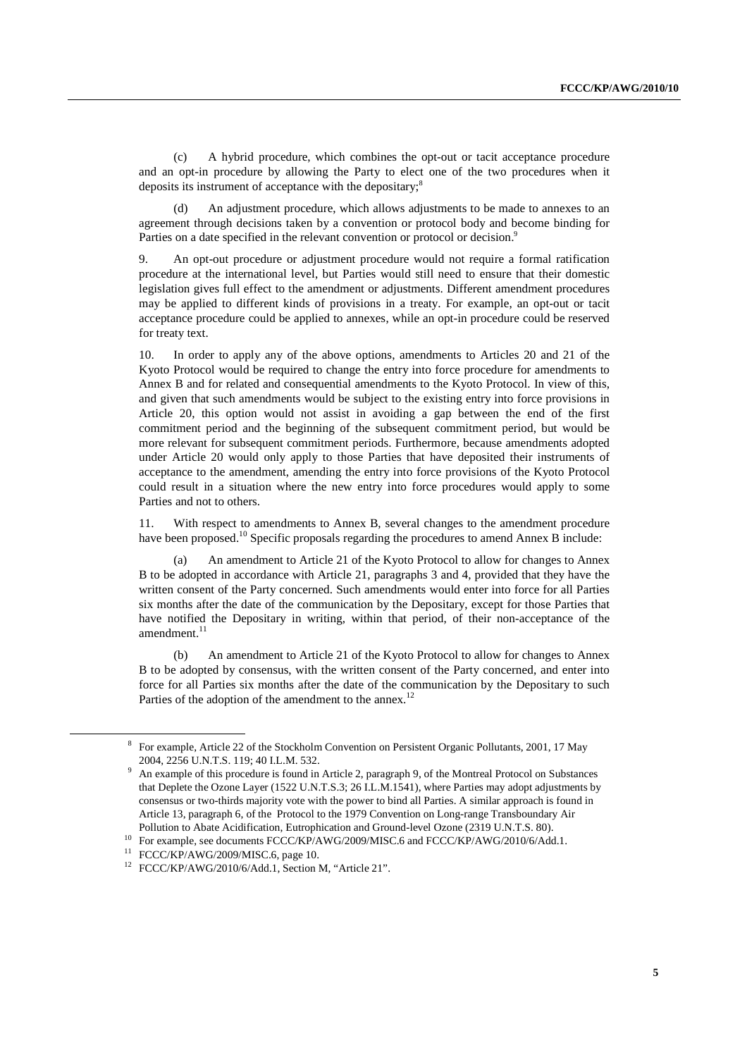(c) A hybrid procedure, which combines the opt-out or tacit acceptance procedure and an opt-in procedure by allowing the Party to elect one of the two procedures when it deposits its instrument of acceptance with the depositary;[8]

(d) An adjustment procedure, which allows adjustments to be made to annexes to an agreement through decisions taken by a convention or protocol body and become binding for Parties on a date specified in the relevant convention or protocol or decision.[9]

9. An opt-out procedure or adjustment procedure would not require a formal ratification procedure at the international level, but Parties would still need to ensure that their domestic legislation gives full effect to the amendment or adjustments. Different amendment procedures may be applied to different kinds of provisions in a treaty. For example, an opt-out or tacit acceptance procedure could be applied to annexes, while an opt-in procedure could be reserved for treaty text.

10. In order to apply any of the above options, amendments to Articles 20 and 21 of the Kyoto Protocol would be required to change the entry into force procedure for amendments to Annex B and for related and consequential amendments to the Kyoto Protocol. In view of this, and given that such amendments would be subject to the existing entry into force provisions in Article 20, this option would not assist in avoiding a gap between the end of the first commitment period and the beginning of the subsequent commitment period, but would be more relevant for subsequent commitment periods. Furthermore, because amendments adopted under Article 20 would only apply to those Parties that have deposited their instruments of acceptance to the amendment, amending the entry into force provisions of the Kyoto Protocol could result in a situation where the new entry into force procedures would apply to some Parties and not to others.

11. With respect to amendments to Annex B, several changes to the amendment procedure have been proposed.[10] Specific proposals regarding the procedures to amend Annex B include:

(a) An amendment to Article 21 of the Kyoto Protocol to allow for changes to Annex B to be adopted in accordance with Article 21, paragraphs 3 and 4, provided that they have the written consent of the Party concerned. Such amendments would enter into force for all Parties six months after the date of the communication by the Depositary, except for those Parties that have notified the Depositary in writing, within that period, of their non-acceptance of the amendment.[11]

(b) An amendment to Article 21 of the Kyoto Protocol to allow for changes to Annex B to be adopted by consensus, with the written consent of the Party concerned, and enter into force for all Parties six months after the date of the communication by the Depositary to such Parties of the adoption of the amendment to the annex.[12]

---

[8] For example, Article 22 of the Stockholm Convention on Persistent Organic Pollutants, 2001, 17 May 2004, 2256 U.N.T.S. 119; 40 I.L.M. 532.

[9] An example of this procedure is found in Article 2, paragraph 9, of the Montreal Protocol on Substances that Deplete the Ozone Layer (1522 U.N.T.S.3; 26 I.L.M.1541), where Parties may adopt adjustments by consensus or two-thirds majority vote with the power to bind all Parties. A similar approach is found in Article 13, paragraph 6, of the Protocol to the 1979 Convention on Long-range Transboundary Air Pollution to Abate Acidification, Eutrophication and Ground-level Ozone (2319 U.N.T.S. 80).

[10] For example, see documents FCCC/KP/AWG/2009/MISC.6 and FCCC/KP/AWG/2010/6/Add.1.

[11] FCCC/KP/AWG/2009/MISC.6, page 10.

[12] FCCC/KP/AWG/2010/6/Add.1, Section M, "Article 21".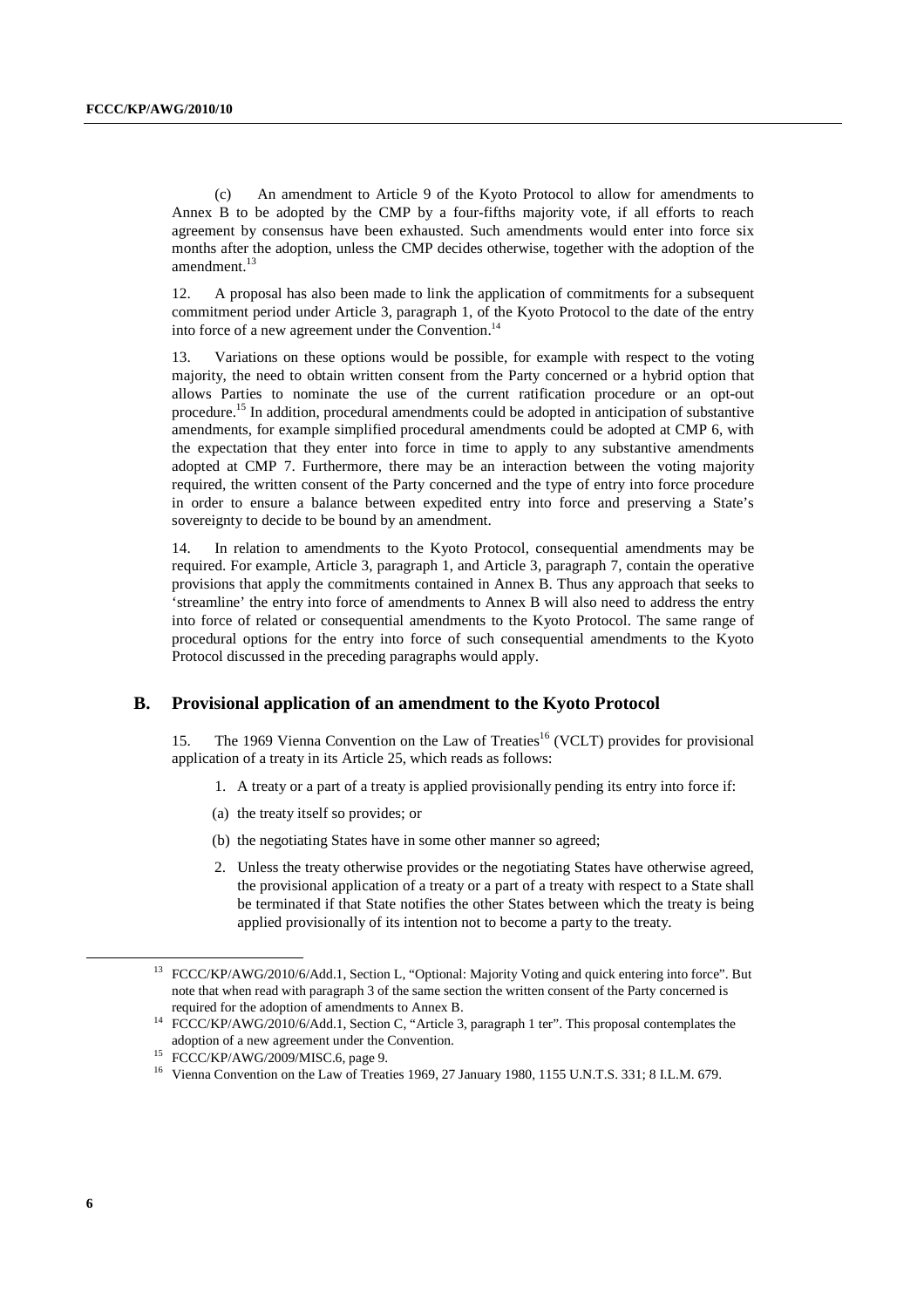(c) An amendment to Article 9 of the Kyoto Protocol to allow for amendments to Annex B to be adopted by the CMP by a four-fifths majority vote, if all efforts to reach agreement by consensus have been exhausted. Such amendments would enter into force six months after the adoption, unless the CMP decides otherwise, together with the adoption of the amendment.[13]

12. A proposal has also been made to link the application of commitments for a subsequent commitment period under Article 3, paragraph 1, of the Kyoto Protocol to the date of the entry into force of a new agreement under the Convention.[14]

13. Variations on these options would be possible, for example with respect to the voting majority, the need to obtain written consent from the Party concerned or a hybrid option that allows Parties to nominate the use of the current ratification procedure or an opt-out procedure.[15] In addition, procedural amendments could be adopted in anticipation of substantive amendments, for example simplified procedural amendments could be adopted at CMP 6, with the expectation that they enter into force in time to apply to any substantive amendments adopted at CMP 7. Furthermore, there may be an interaction between the voting majority required, the written consent of the Party concerned and the type of entry into force procedure in order to ensure a balance between expedited entry into force and preserving a State's sovereignty to decide to be bound by an amendment.

14. In relation to amendments to the Kyoto Protocol, consequential amendments may be required. For example, Article 3, paragraph 1, and Article 3, paragraph 7, contain the operative provisions that apply the commitments contained in Annex B. Thus any approach that seeks to 'streamline' the entry into force of amendments to Annex B will also need to address the entry into force of related or consequential amendments to the Kyoto Protocol. The same range of procedural options for the entry into force of such consequential amendments to the Kyoto Protocol discussed in the preceding paragraphs would apply.

## B. Provisional application of an amendment to the Kyoto Protocol

15. The 1969 Vienna Convention on the Law of Treaties[16] (VCLT) provides for provisional application of a treaty in its Article 25, which reads as follows:

1. A treaty or a part of a treaty is applied provisionally pending its entry into force if:

(a) the treaty itself so provides; or

(b) the negotiating States have in some other manner so agreed;

2. Unless the treaty otherwise provides or the negotiating States have otherwise agreed, the provisional application of a treaty or a part of a treaty with respect to a State shall be terminated if that State notifies the other States between which the treaty is being applied provisionally of its intention not to become a party to the treaty.

---

[13] FCCC/KP/AWG/2010/6/Add.1, Section L, "Optional: Majority Voting and quick entering into force". But note that when read with paragraph 3 of the same section the written consent of the Party concerned is required for the adoption of amendments to Annex B.

[14] FCCC/KP/AWG/2010/6/Add.1, Section C, "Article 3, paragraph 1 ter". This proposal contemplates the adoption of a new agreement under the Convention.

[15] FCCC/KP/AWG/2009/MISC.6, page 9.

[16] Vienna Convention on the Law of Treaties 1969, 27 January 1980, 1155 U.N.T.S. 331; 8 I.L.M. 679.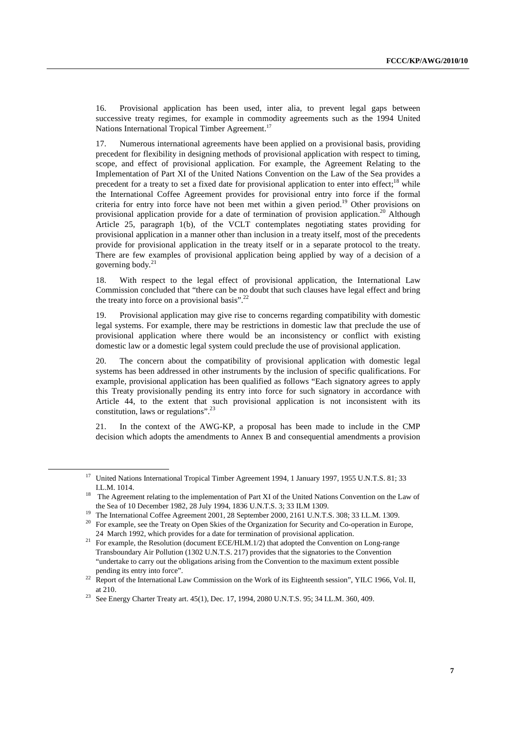16. Provisional application has been used, inter alia, to prevent legal gaps between successive treaty regimes, for example in commodity agreements such as the 1994 United Nations International Tropical Timber Agreement.[17]

17. Numerous international agreements have been applied on a provisional basis, providing precedent for flexibility in designing methods of provisional application with respect to timing, scope, and effect of provisional application. For example, the Agreement Relating to the Implementation of Part XI of the United Nations Convention on the Law of the Sea provides a precedent for a treaty to set a fixed date for provisional application to enter into effect;[18] while the International Coffee Agreement provides for provisional entry into force if the formal criteria for entry into force have not been met within a given period.[19] Other provisions on provisional application provide for a date of termination of provision application.[20] Although Article 25, paragraph 1(b), of the VCLT contemplates negotiating states providing for provisional application in a manner other than inclusion in a treaty itself, most of the precedents provide for provisional application in the treaty itself or in a separate protocol to the treaty. There are few examples of provisional application being applied by way of a decision of a governing body.[21]

18. With respect to the legal effect of provisional application, the International Law Commission concluded that "there can be no doubt that such clauses have legal effect and bring the treaty into force on a provisional basis".[22]

19. Provisional application may give rise to concerns regarding compatibility with domestic legal systems. For example, there may be restrictions in domestic law that preclude the use of provisional application where there would be an inconsistency or conflict with existing domestic law or a domestic legal system could preclude the use of provisional application.

20. The concern about the compatibility of provisional application with domestic legal systems has been addressed in other instruments by the inclusion of specific qualifications. For example, provisional application has been qualified as follows "Each signatory agrees to apply this Treaty provisionally pending its entry into force for such signatory in accordance with Article 44, to the extent that such provisional application is not inconsistent with its constitution, laws or regulations".[23]

21. In the context of the AWG-KP, a proposal has been made to include in the CMP decision which adopts the amendments to Annex B and consequential amendments a provision

---

[17] United Nations International Tropical Timber Agreement 1994, 1 January 1997, 1955 U.N.T.S. 81; 33 I.L.M. 1014.

[18] The Agreement relating to the implementation of Part XI of the United Nations Convention on the Law of the Sea of 10 December 1982, 28 July 1994, 1836 U.N.T.S. 3; 33 ILM 1309.

[19] The International Coffee Agreement 2001, 28 September 2000, 2161 U.N.T.S. 308; 33 I.L.M. 1309.

[20] For example, see the Treaty on Open Skies of the Organization for Security and Co-operation in Europe, 24 March 1992, which provides for a date for termination of provisional application.

[21] For example, the Resolution (document ECE/HLM.1/2) that adopted the Convention on Long-range Transboundary Air Pollution (1302 U.N.T.S. 217) provides that the signatories to the Convention "undertake to carry out the obligations arising from the Convention to the maximum extent possible pending its entry into force".

[22] Report of the International Law Commission on the Work of its Eighteenth session", YILC 1966, Vol. II, at 210.

[23] See Energy Charter Treaty art. 45(1), Dec. 17, 1994, 2080 U.N.T.S. 95; 34 I.L.M. 360, 409.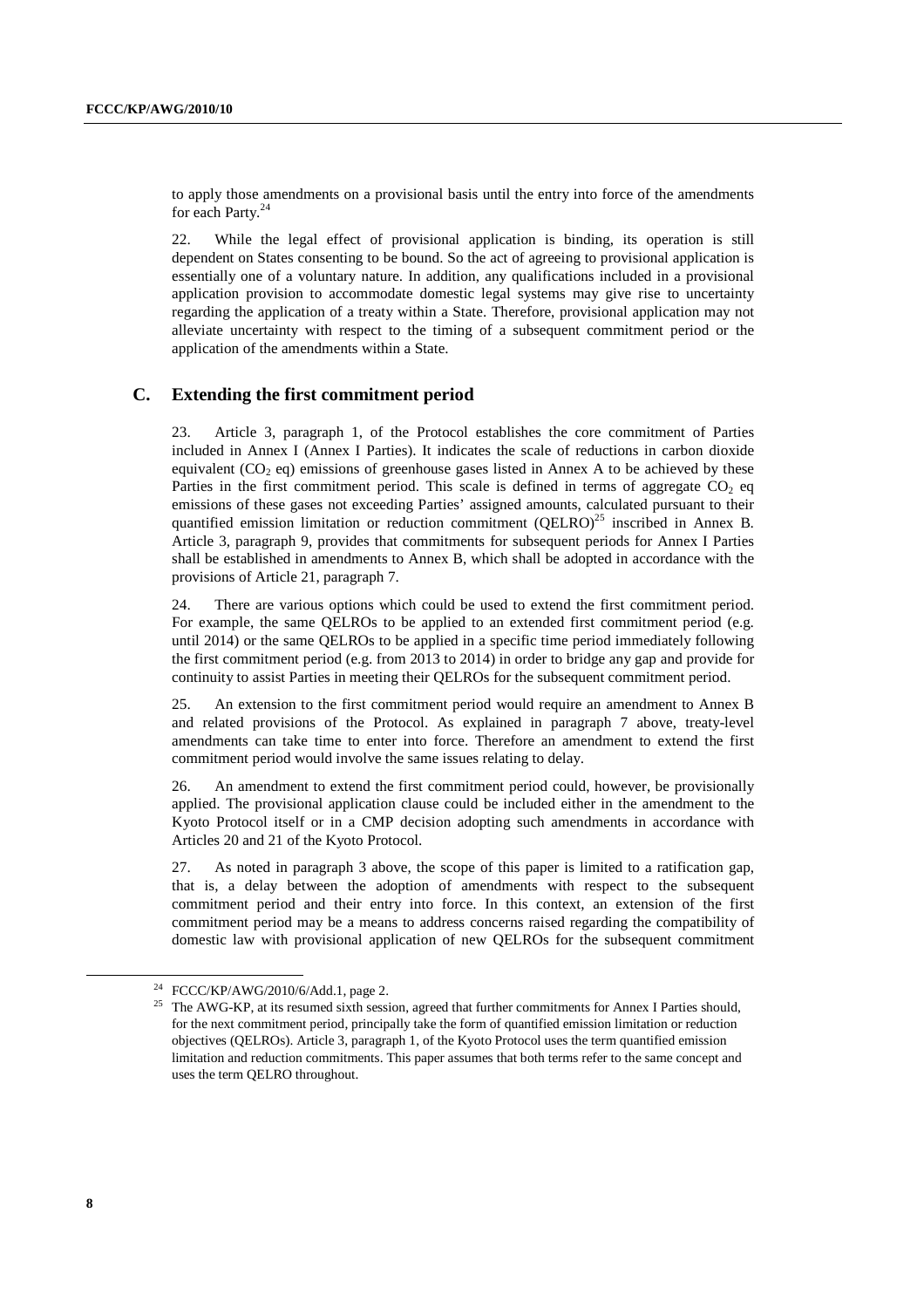to apply those amendments on a provisional basis until the entry into force of the amendments for each Party.[24]

22. While the legal effect of provisional application is binding, its operation is still dependent on States consenting to be bound. So the act of agreeing to provisional application is essentially one of a voluntary nature. In addition, any qualifications included in a provisional application provision to accommodate domestic legal systems may give rise to uncertainty regarding the application of a treaty within a State. Therefore, provisional application may not alleviate uncertainty with respect to the timing of a subsequent commitment period or the application of the amendments within a State.

## C. Extending the first commitment period

23. Article 3, paragraph 1, of the Protocol establishes the core commitment of Parties included in Annex I (Annex I Parties). It indicates the scale of reductions in carbon dioxide equivalent ($CO_2$ eq) emissions of greenhouse gases listed in Annex A to be achieved by these Parties in the first commitment period. This scale is defined in terms of aggregate $CO_2$ eq emissions of these gases not exceeding Parties' assigned amounts, calculated pursuant to their quantified emission limitation or reduction commitment (QELRO)[25] inscribed in Annex B. Article 3, paragraph 9, provides that commitments for subsequent periods for Annex I Parties shall be established in amendments to Annex B, which shall be adopted in accordance with the provisions of Article 21, paragraph 7.

24. There are various options which could be used to extend the first commitment period. For example, the same QELROs to be applied to an extended first commitment period (e.g. until 2014) or the same QELROs to be applied in a specific time period immediately following the first commitment period (e.g. from 2013 to 2014) in order to bridge any gap and provide for continuity to assist Parties in meeting their QELROs for the subsequent commitment period.

25. An extension to the first commitment period would require an amendment to Annex B and related provisions of the Protocol. As explained in paragraph 7 above, treaty-level amendments can take time to enter into force. Therefore an amendment to extend the first commitment period would involve the same issues relating to delay.

26. An amendment to extend the first commitment period could, however, be provisionally applied. The provisional application clause could be included either in the amendment to the Kyoto Protocol itself or in a CMP decision adopting such amendments in accordance with Articles 20 and 21 of the Kyoto Protocol.

27. As noted in paragraph 3 above, the scope of this paper is limited to a ratification gap, that is, a delay between the adoption of amendments with respect to the subsequent commitment period and their entry into force. In this context, an extension of the first commitment period may be a means to address concerns raised regarding the compatibility of domestic law with provisional application of new QELROs for the subsequent commitment

---

[24] FCCC/KP/AWG/2010/6/Add.1, page 2.

[25] The AWG-KP, at its resumed sixth session, agreed that further commitments for Annex I Parties should, for the next commitment period, principally take the form of quantified emission limitation or reduction objectives (QELROs). Article 3, paragraph 1, of the Kyoto Protocol uses the term quantified emission limitation and reduction commitments. This paper assumes that both terms refer to the same concept and uses the term QELRO throughout.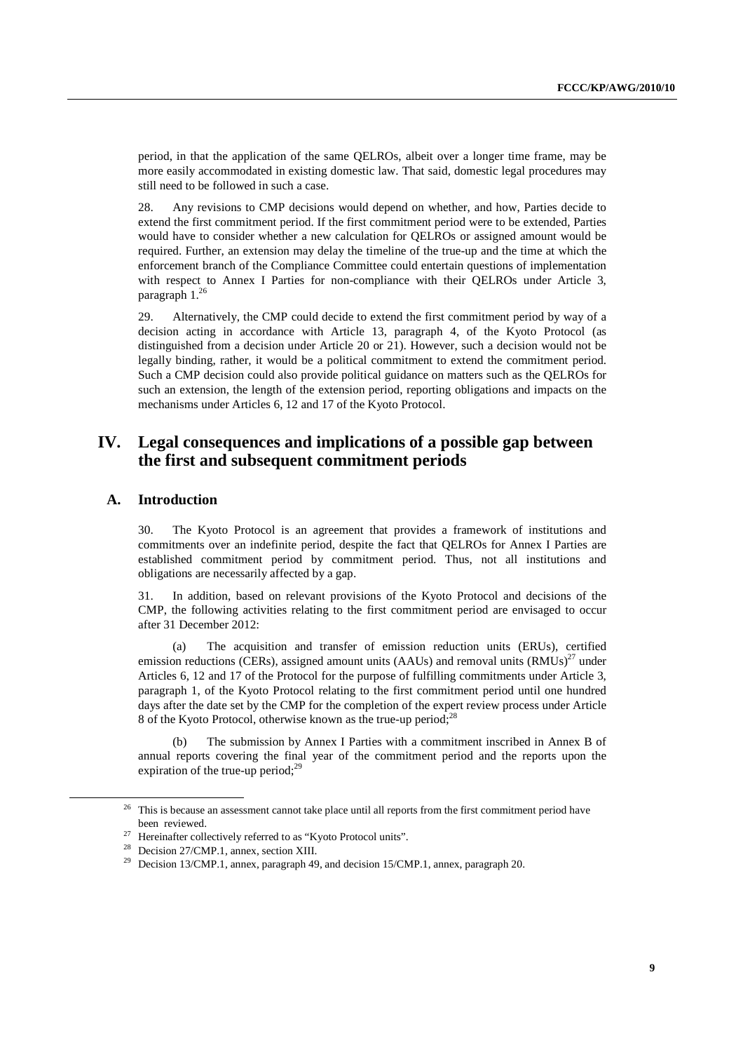period, in that the application of the same QELROs, albeit over a longer time frame, may be more easily accommodated in existing domestic law. That said, domestic legal procedures may still need to be followed in such a case.

28. Any revisions to CMP decisions would depend on whether, and how, Parties decide to extend the first commitment period. If the first commitment period were to be extended, Parties would have to consider whether a new calculation for QELROs or assigned amount would be required. Further, an extension may delay the timeline of the true-up and the time at which the enforcement branch of the Compliance Committee could entertain questions of implementation with respect to Annex I Parties for non-compliance with their QELROs under Article 3, paragraph 1.[26]

29. Alternatively, the CMP could decide to extend the first commitment period by way of a decision acting in accordance with Article 13, paragraph 4, of the Kyoto Protocol (as distinguished from a decision under Article 20 or 21). However, such a decision would not be legally binding, rather, it would be a political commitment to extend the commitment period. Such a CMP decision could also provide political guidance on matters such as the QELROs for such an extension, the length of the extension period, reporting obligations and impacts on the mechanisms under Articles 6, 12 and 17 of the Kyoto Protocol.

# IV. Legal consequences and implications of a possible gap between the first and subsequent commitment periods

## A. Introduction

30. The Kyoto Protocol is an agreement that provides a framework of institutions and commitments over an indefinite period, despite the fact that QELROs for Annex I Parties are established commitment period by commitment period. Thus, not all institutions and obligations are necessarily affected by a gap.

31. In addition, based on relevant provisions of the Kyoto Protocol and decisions of the CMP, the following activities relating to the first commitment period are envisaged to occur after 31 December 2012:

(a) The acquisition and transfer of emission reduction units (ERUs), certified emission reductions (CERs), assigned amount units (AAUs) and removal units (RMUs)[27] under Articles 6, 12 and 17 of the Protocol for the purpose of fulfilling commitments under Article 3, paragraph 1, of the Kyoto Protocol relating to the first commitment period until one hundred days after the date set by the CMP for the completion of the expert review process under Article 8 of the Kyoto Protocol, otherwise known as the true-up period;[28]

(b) The submission by Annex I Parties with a commitment inscribed in Annex B of annual reports covering the final year of the commitment period and the reports upon the expiration of the true-up period;[29]

---

[26] This is because an assessment cannot take place until all reports from the first commitment period have been reviewed.

[27] Hereinafter collectively referred to as "Kyoto Protocol units".

[28] Decision 27/CMP.1, annex, section XIII.

[29] Decision 13/CMP.1, annex, paragraph 49, and decision 15/CMP.1, annex, paragraph 20.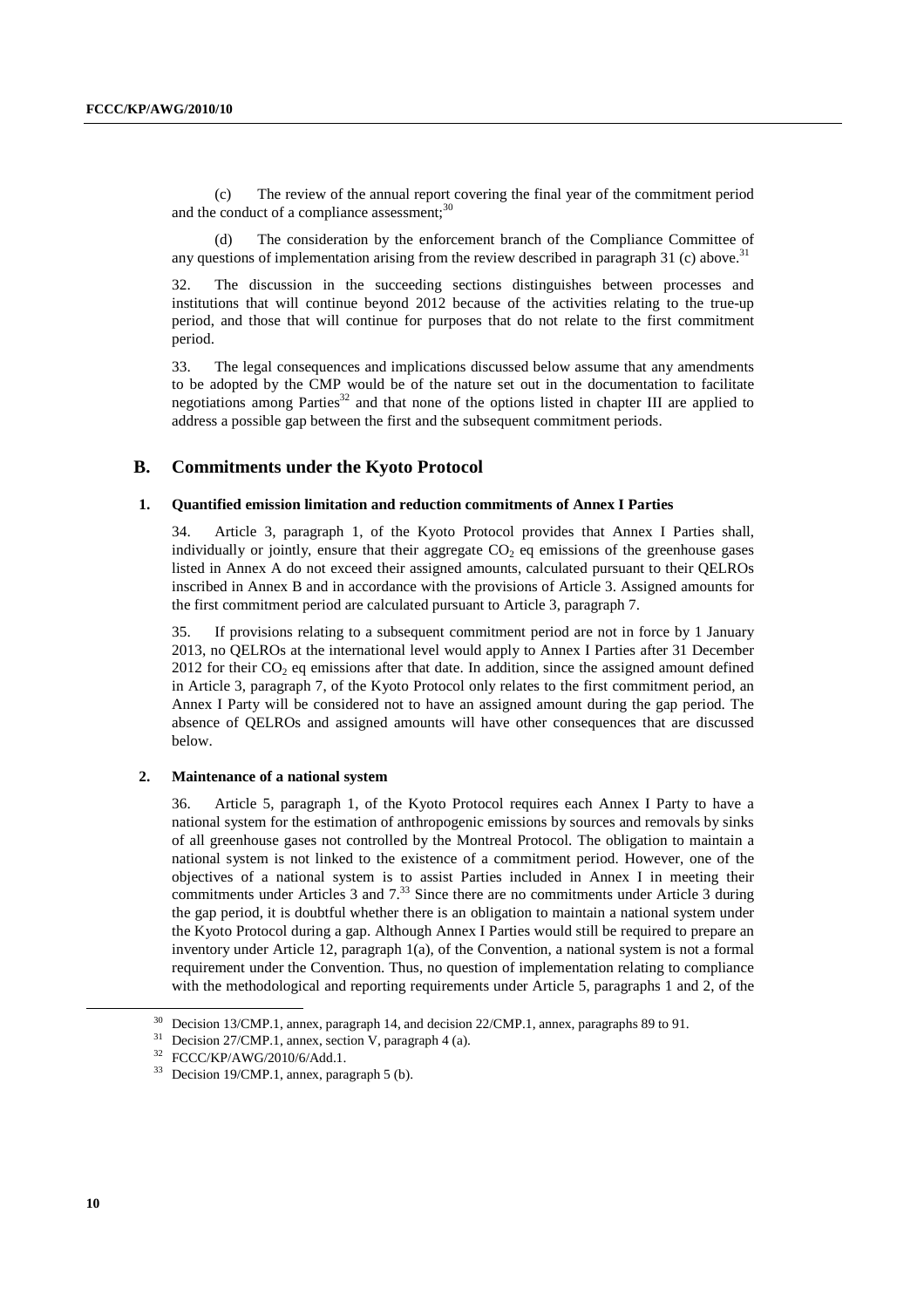(c) The review of the annual report covering the final year of the commitment period and the conduct of a compliance assessment;[30]

(d) The consideration by the enforcement branch of the Compliance Committee of any questions of implementation arising from the review described in paragraph 31 (c) above.[31]

32. The discussion in the succeeding sections distinguishes between processes and institutions that will continue beyond 2012 because of the activities relating to the true-up period, and those that will continue for purposes that do not relate to the first commitment period.

33. The legal consequences and implications discussed below assume that any amendments to be adopted by the CMP would be of the nature set out in the documentation to facilitate negotiations among Parties[32] and that none of the options listed in chapter III are applied to address a possible gap between the first and the subsequent commitment periods.

## B. Commitments under the Kyoto Protocol

### 1. Quantified emission limitation and reduction commitments of Annex I Parties

34. Article 3, paragraph 1, of the Kyoto Protocol provides that Annex I Parties shall, individually or jointly, ensure that their aggregate $CO_2$ eq emissions of the greenhouse gases listed in Annex A do not exceed their assigned amounts, calculated pursuant to their QELROs inscribed in Annex B and in accordance with the provisions of Article 3. Assigned amounts for the first commitment period are calculated pursuant to Article 3, paragraph 7.

35. If provisions relating to a subsequent commitment period are not in force by 1 January 2013, no QELROs at the international level would apply to Annex I Parties after 31 December 2012 for their $CO_2$ eq emissions after that date. In addition, since the assigned amount defined in Article 3, paragraph 7, of the Kyoto Protocol only relates to the first commitment period, an Annex I Party will be considered not to have an assigned amount during the gap period. The absence of QELROs and assigned amounts will have other consequences that are discussed below.

### 2. Maintenance of a national system

36. Article 5, paragraph 1, of the Kyoto Protocol requires each Annex I Party to have a national system for the estimation of anthropogenic emissions by sources and removals by sinks of all greenhouse gases not controlled by the Montreal Protocol. The obligation to maintain a national system is not linked to the existence of a commitment period. However, one of the objectives of a national system is to assist Parties included in Annex I in meeting their commitments under Articles 3 and 7.[33] Since there are no commitments under Article 3 during the gap period, it is doubtful whether there is an obligation to maintain a national system under the Kyoto Protocol during a gap. Although Annex I Parties would still be required to prepare an inventory under Article 12, paragraph 1(a), of the Convention, a national system is not a formal requirement under the Convention. Thus, no question of implementation relating to compliance with the methodological and reporting requirements under Article 5, paragraphs 1 and 2, of the

[30] Decision 13/CMP.1, annex, paragraph 14, and decision 22/CMP.1, annex, paragraphs 89 to 91.

[31] Decision 27/CMP.1, annex, section V, paragraph 4 (a).

[32] FCCC/KP/AWG/2010/6/Add.1.

[33] Decision 19/CMP.1, annex, paragraph 5 (b).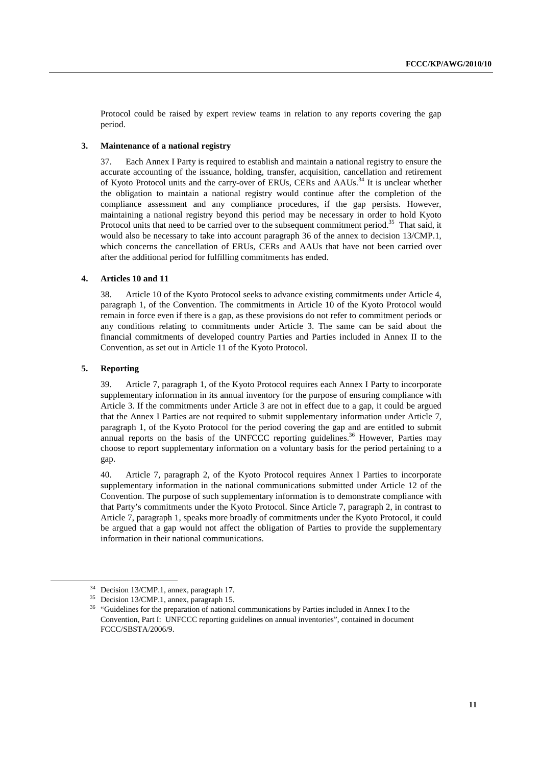Protocol could be raised by expert review teams in relation to any reports covering the gap period.

### 3. Maintenance of a national registry

37. Each Annex I Party is required to establish and maintain a national registry to ensure the accurate accounting of the issuance, holding, transfer, acquisition, cancellation and retirement of Kyoto Protocol units and the carry-over of ERUs, CERs and AAUs.[34] It is unclear whether the obligation to maintain a national registry would continue after the completion of the compliance assessment and any compliance procedures, if the gap persists. However, maintaining a national registry beyond this period may be necessary in order to hold Kyoto Protocol units that need to be carried over to the subsequent commitment period.[35] That said, it would also be necessary to take into account paragraph 36 of the annex to decision 13/CMP.1, which concerns the cancellation of ERUs, CERs and AAUs that have not been carried over after the additional period for fulfilling commitments has ended.

### 4. Articles 10 and 11

38. Article 10 of the Kyoto Protocol seeks to advance existing commitments under Article 4, paragraph 1, of the Convention. The commitments in Article 10 of the Kyoto Protocol would remain in force even if there is a gap, as these provisions do not refer to commitment periods or any conditions relating to commitments under Article 3. The same can be said about the financial commitments of developed country Parties and Parties included in Annex II to the Convention, as set out in Article 11 of the Kyoto Protocol.

### 5. Reporting

39. Article 7, paragraph 1, of the Kyoto Protocol requires each Annex I Party to incorporate supplementary information in its annual inventory for the purpose of ensuring compliance with Article 3. If the commitments under Article 3 are not in effect due to a gap, it could be argued that the Annex I Parties are not required to submit supplementary information under Article 7, paragraph 1, of the Kyoto Protocol for the period covering the gap and are entitled to submit annual reports on the basis of the UNFCCC reporting guidelines.[36] However, Parties may choose to report supplementary information on a voluntary basis for the period pertaining to a gap.

40. Article 7, paragraph 2, of the Kyoto Protocol requires Annex I Parties to incorporate supplementary information in the national communications submitted under Article 12 of the Convention. The purpose of such supplementary information is to demonstrate compliance with that Party's commitments under the Kyoto Protocol. Since Article 7, paragraph 2, in contrast to Article 7, paragraph 1, speaks more broadly of commitments under the Kyoto Protocol, it could be argued that a gap would not affect the obligation of Parties to provide the supplementary information in their national communications.

---

[34] Decision 13/CMP.1, annex, paragraph 17.

[35] Decision 13/CMP.1, annex, paragraph 15.

[36] "Guidelines for the preparation of national communications by Parties included in Annex I to the Convention, Part I: UNFCCC reporting guidelines on annual inventories", contained in document FCCC/SBSTA/2006/9.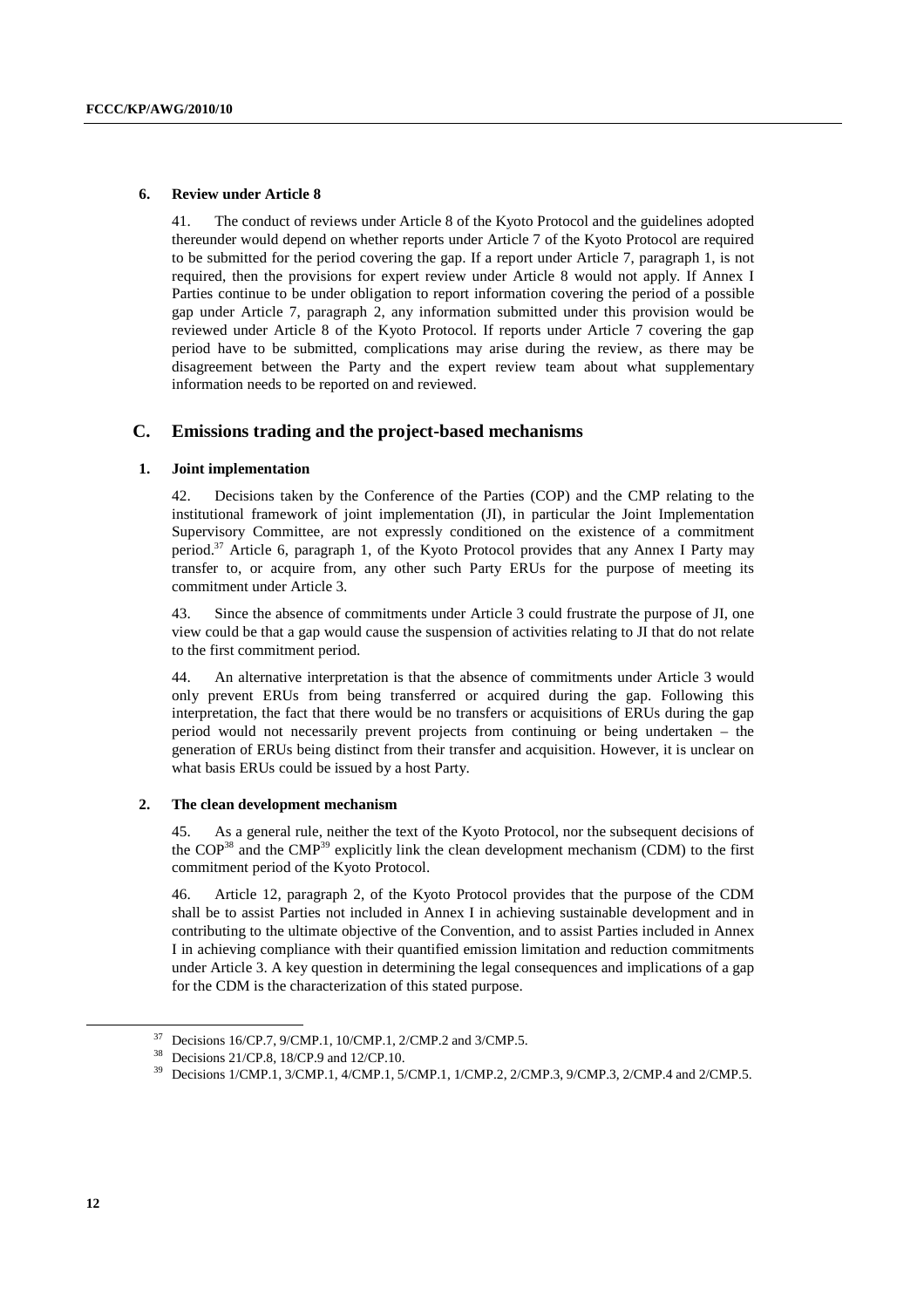#### 6. Review under Article 8

41. The conduct of reviews under Article 8 of the Kyoto Protocol and the guidelines adopted thereunder would depend on whether reports under Article 7 of the Kyoto Protocol are required to be submitted for the period covering the gap. If a report under Article 7, paragraph 1, is not required, then the provisions for expert review under Article 8 would not apply. If Annex I Parties continue to be under obligation to report information covering the period of a possible gap under Article 7, paragraph 2, any information submitted under this provision would be reviewed under Article 8 of the Kyoto Protocol. If reports under Article 7 covering the gap period have to be submitted, complications may arise during the review, as there may be disagreement between the Party and the expert review team about what supplementary information needs to be reported on and reviewed.

## C. Emissions trading and the project-based mechanisms

#### 1. Joint implementation

42. Decisions taken by the Conference of the Parties (COP) and the CMP relating to the institutional framework of joint implementation (JI), in particular the Joint Implementation Supervisory Committee, are not expressly conditioned on the existence of a commitment period.[37] Article 6, paragraph 1, of the Kyoto Protocol provides that any Annex I Party may transfer to, or acquire from, any other such Party ERUs for the purpose of meeting its commitment under Article 3.

43. Since the absence of commitments under Article 3 could frustrate the purpose of JI, one view could be that a gap would cause the suspension of activities relating to JI that do not relate to the first commitment period.

44. An alternative interpretation is that the absence of commitments under Article 3 would only prevent ERUs from being transferred or acquired during the gap. Following this interpretation, the fact that there would be no transfers or acquisitions of ERUs during the gap period would not necessarily prevent projects from continuing or being undertaken – the generation of ERUs being distinct from their transfer and acquisition. However, it is unclear on what basis ERUs could be issued by a host Party.

#### 2. The clean development mechanism

45. As a general rule, neither the text of the Kyoto Protocol, nor the subsequent decisions of the COP[38] and the CMP[39] explicitly link the clean development mechanism (CDM) to the first commitment period of the Kyoto Protocol.

46. Article 12, paragraph 2, of the Kyoto Protocol provides that the purpose of the CDM shall be to assist Parties not included in Annex I in achieving sustainable development and in contributing to the ultimate objective of the Convention, and to assist Parties included in Annex I in achieving compliance with their quantified emission limitation and reduction commitments under Article 3. A key question in determining the legal consequences and implications of a gap for the CDM is the characterization of this stated purpose.

---

[37] Decisions 16/CP.7, 9/CMP.1, 10/CMP.1, 2/CMP.2 and 3/CMP.5.

[38] Decisions 21/CP.8, 18/CP.9 and 12/CP.10.

[39] Decisions 1/CMP.1, 3/CMP.1, 4/CMP.1, 5/CMP.1, 1/CMP.2, 2/CMP.3, 9/CMP.3, 2/CMP.4 and 2/CMP.5.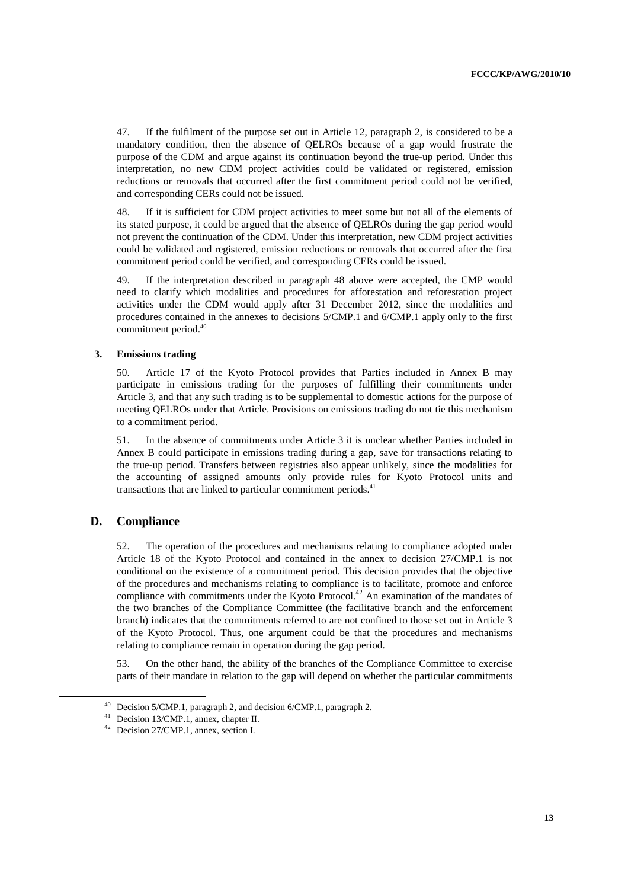47. If the fulfilment of the purpose set out in Article 12, paragraph 2, is considered to be a mandatory condition, then the absence of QELROs because of a gap would frustrate the purpose of the CDM and argue against its continuation beyond the true-up period. Under this interpretation, no new CDM project activities could be validated or registered, emission reductions or removals that occurred after the first commitment period could not be verified, and corresponding CERs could not be issued.

48. If it is sufficient for CDM project activities to meet some but not all of the elements of its stated purpose, it could be argued that the absence of QELROs during the gap period would not prevent the continuation of the CDM. Under this interpretation, new CDM project activities could be validated and registered, emission reductions or removals that occurred after the first commitment period could be verified, and corresponding CERs could be issued.

49. If the interpretation described in paragraph 48 above were accepted, the CMP would need to clarify which modalities and procedures for afforestation and reforestation project activities under the CDM would apply after 31 December 2012, since the modalities and procedures contained in the annexes to decisions 5/CMP.1 and 6/CMP.1 apply only to the first commitment period.[40]

### 3. Emissions trading

50. Article 17 of the Kyoto Protocol provides that Parties included in Annex B may participate in emissions trading for the purposes of fulfilling their commitments under Article 3, and that any such trading is to be supplemental to domestic actions for the purpose of meeting QELROs under that Article. Provisions on emissions trading do not tie this mechanism to a commitment period.

51. In the absence of commitments under Article 3 it is unclear whether Parties included in Annex B could participate in emissions trading during a gap, save for transactions relating to the true-up period. Transfers between registries also appear unlikely, since the modalities for the accounting of assigned amounts only provide rules for Kyoto Protocol units and transactions that are linked to particular commitment periods.[41]

## D. Compliance

52. The operation of the procedures and mechanisms relating to compliance adopted under Article 18 of the Kyoto Protocol and contained in the annex to decision 27/CMP.1 is not conditional on the existence of a commitment period. This decision provides that the objective of the procedures and mechanisms relating to compliance is to facilitate, promote and enforce compliance with commitments under the Kyoto Protocol.[42] An examination of the mandates of the two branches of the Compliance Committee (the facilitative branch and the enforcement branch) indicates that the commitments referred to are not confined to those set out in Article 3 of the Kyoto Protocol. Thus, one argument could be that the procedures and mechanisms relating to compliance remain in operation during the gap period.

53. On the other hand, the ability of the branches of the Compliance Committee to exercise parts of their mandate in relation to the gap will depend on whether the particular commitments

[40] Decision 5/CMP.1, paragraph 2, and decision 6/CMP.1, paragraph 2.

[41] Decision 13/CMP.1, annex, chapter II.

[42] Decision 27/CMP.1, annex, section I.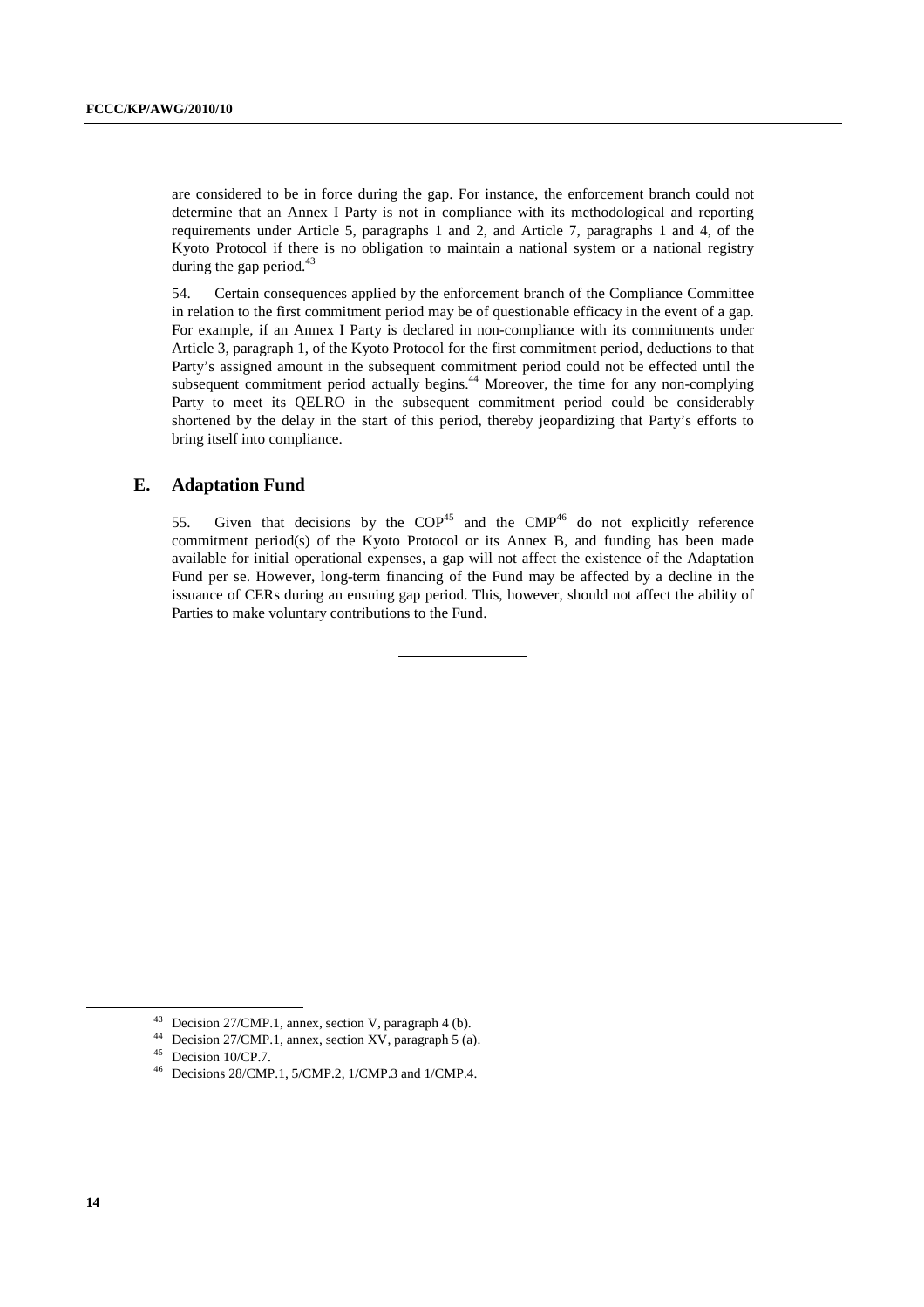are considered to be in force during the gap. For instance, the enforcement branch could not determine that an Annex I Party is not in compliance with its methodological and reporting requirements under Article 5, paragraphs 1 and 2, and Article 7, paragraphs 1 and 4, of the Kyoto Protocol if there is no obligation to maintain a national system or a national registry during the gap period.[43]

54. Certain consequences applied by the enforcement branch of the Compliance Committee in relation to the first commitment period may be of questionable efficacy in the event of a gap. For example, if an Annex I Party is declared in non-compliance with its commitments under Article 3, paragraph 1, of the Kyoto Protocol for the first commitment period, deductions to that Party's assigned amount in the subsequent commitment period could not be effected until the subsequent commitment period actually begins.[44] Moreover, the time for any non-complying Party to meet its QELRO in the subsequent commitment period could be considerably shortened by the delay in the start of this period, thereby jeopardizing that Party's efforts to bring itself into compliance.

## E. Adaptation Fund

55. Given that decisions by the COP[45] and the CMP[46] do not explicitly reference commitment period(s) of the Kyoto Protocol or its Annex B, and funding has been made available for initial operational expenses, a gap will not affect the existence of the Adaptation Fund per se. However, long-term financing of the Fund may be affected by a decline in the issuance of CERs during an ensuing gap period. This, however, should not affect the ability of Parties to make voluntary contributions to the Fund.

---

[43] Decision 27/CMP.1, annex, section V, paragraph 4 (b).

[44] Decision 27/CMP.1, annex, section XV, paragraph 5 (a).

[45] Decision 10/CP.7.

[46] Decisions 28/CMP.1, 5/CMP.2, 1/CMP.3 and 1/CMP.4.